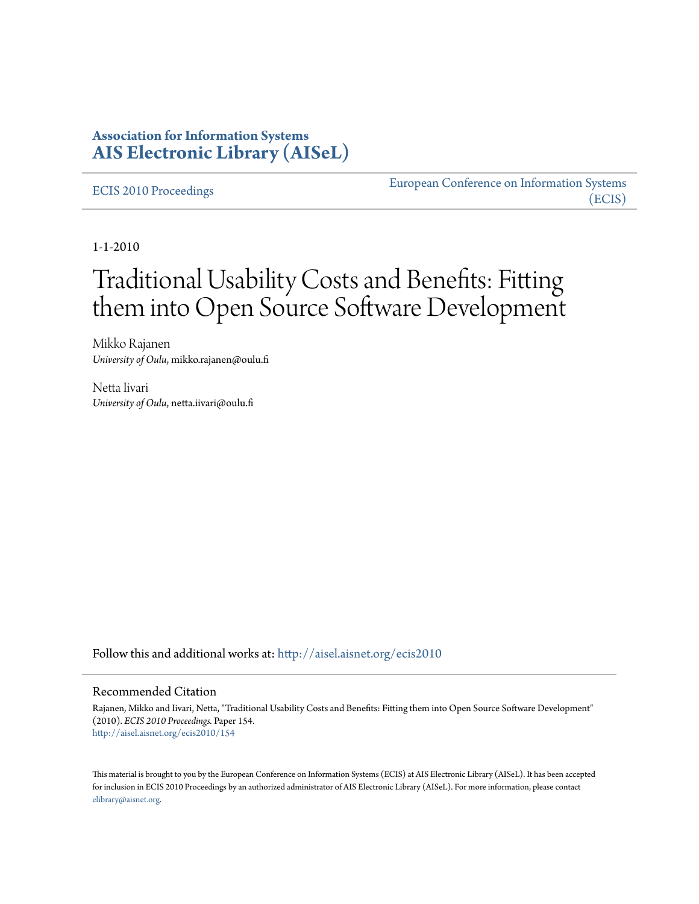**Association for Information Systems**
**AIS Electronic Library (AISeL)**

ECIS 2010 Proceedings

European Conference on Information Systems (ECIS)

1-1-2010

# Traditional Usability Costs and Benefits: Fitting them into Open Source Software Development

Mikko Rajanen
*University of Oulu*, mikko.rajanen@oulu.fi

Netta Iivari
*University of Oulu*, netta.iivari@oulu.fi

Follow this and additional works at: http://aisel.aisnet.org/ecis2010

## Recommended Citation

Rajanen, Mikko and Iivari, Netta, "Traditional Usability Costs and Benefits: Fitting them into Open Source Software Development" (2010). *ECIS 2010 Proceedings.* Paper 154.
http://aisel.aisnet.org/ecis2010/154

This material is brought to you by the European Conference on Information Systems (ECIS) at AIS Electronic Library (AISeL). It has been accepted for inclusion in ECIS 2010 Proceedings by an authorized administrator of AIS Electronic Library (AISeL). For more information, please contact elibrary@aisnet.org.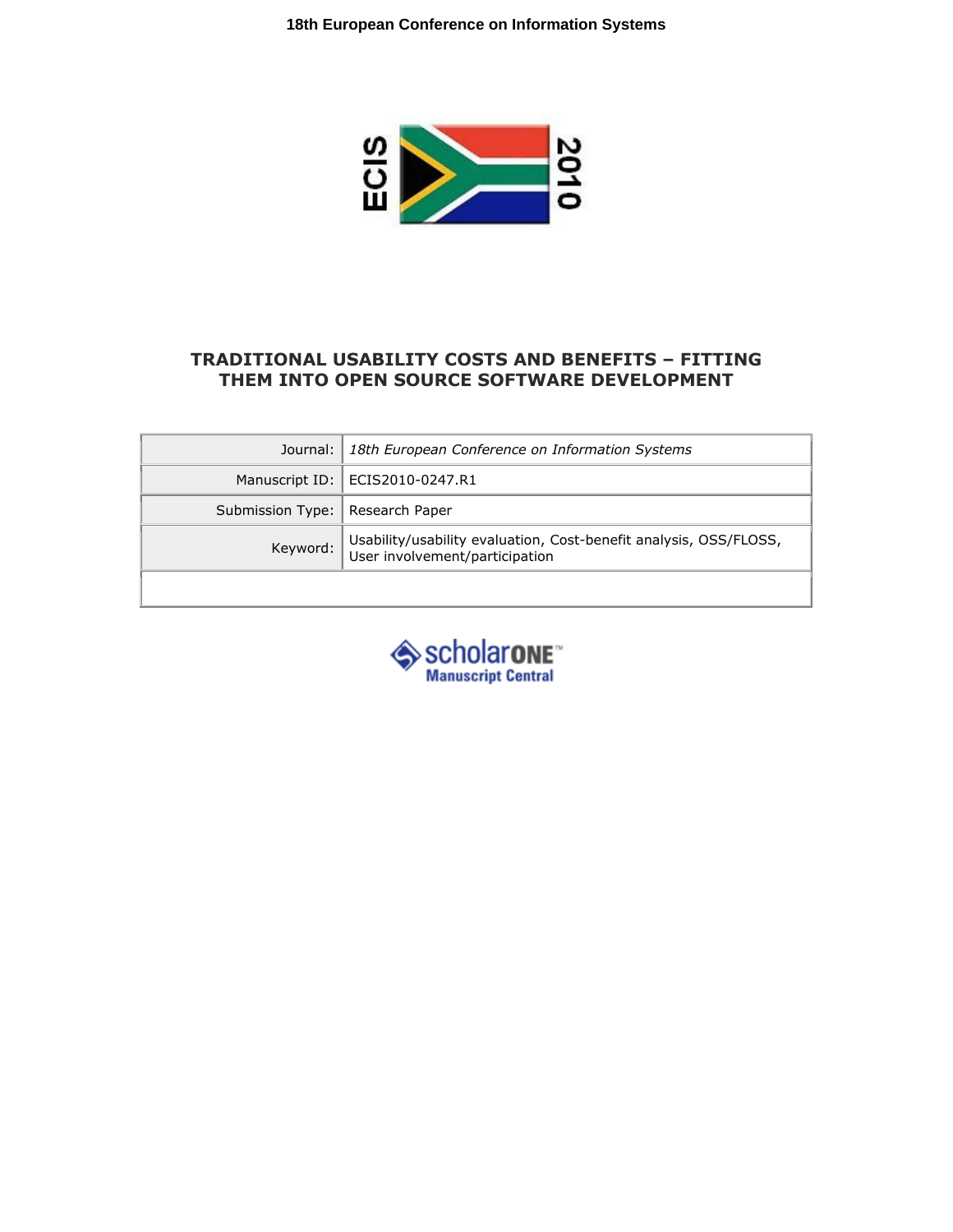# TRADITIONAL USABILITY COSTS AND BENEFITS – FITTING THEM INTO OPEN SOURCE SOFTWARE DEVELOPMENT

| | |
|---|---|
| Journal: | *18th European Conference on Information Systems* |
| Manuscript ID: | ECIS2010-0247.R1 |
| Submission Type: | Research Paper |
| Keyword: | Usability/usability evaluation, Cost-benefit analysis, OSS/FLOSS, User involvement/participation |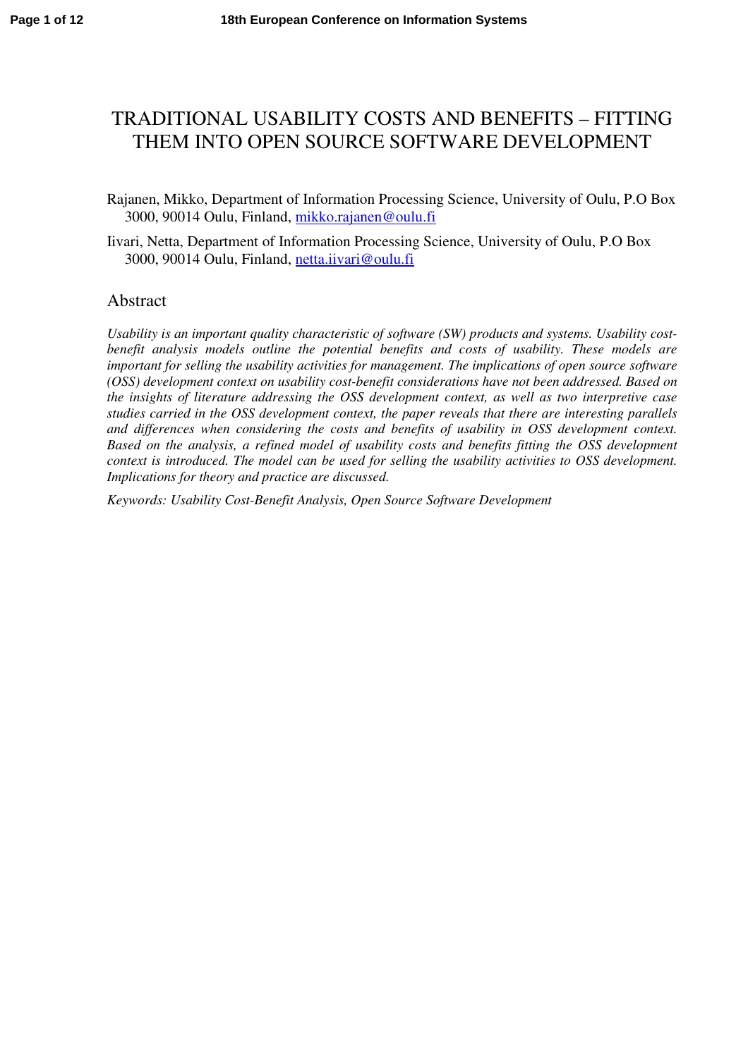# TRADITIONAL USABILITY COSTS AND BENEFITS – FITTING THEM INTO OPEN SOURCE SOFTWARE DEVELOPMENT

Rajanen, Mikko, Department of Information Processing Science, University of Oulu, P.O Box 3000, 90014 Oulu, Finland, mikko.rajanen@oulu.fi

Iivari, Netta, Department of Information Processing Science, University of Oulu, P.O Box 3000, 90014 Oulu, Finland, netta.iivari@oulu.fi

## Abstract

*Usability is an important quality characteristic of software (SW) products and systems. Usability cost-benefit analysis models outline the potential benefits and costs of usability. These models are important for selling the usability activities for management. The implications of open source software (OSS) development context on usability cost-benefit considerations have not been addressed. Based on the insights of literature addressing the OSS development context, as well as two interpretive case studies carried in the OSS development context, the paper reveals that there are interesting parallels and differences when considering the costs and benefits of usability in OSS development context. Based on the analysis, a refined model of usability costs and benefits fitting the OSS development context is introduced. The model can be used for selling the usability activities to OSS development. Implications for theory and practice are discussed.*

*Keywords: Usability Cost-Benefit Analysis, Open Source Software Development*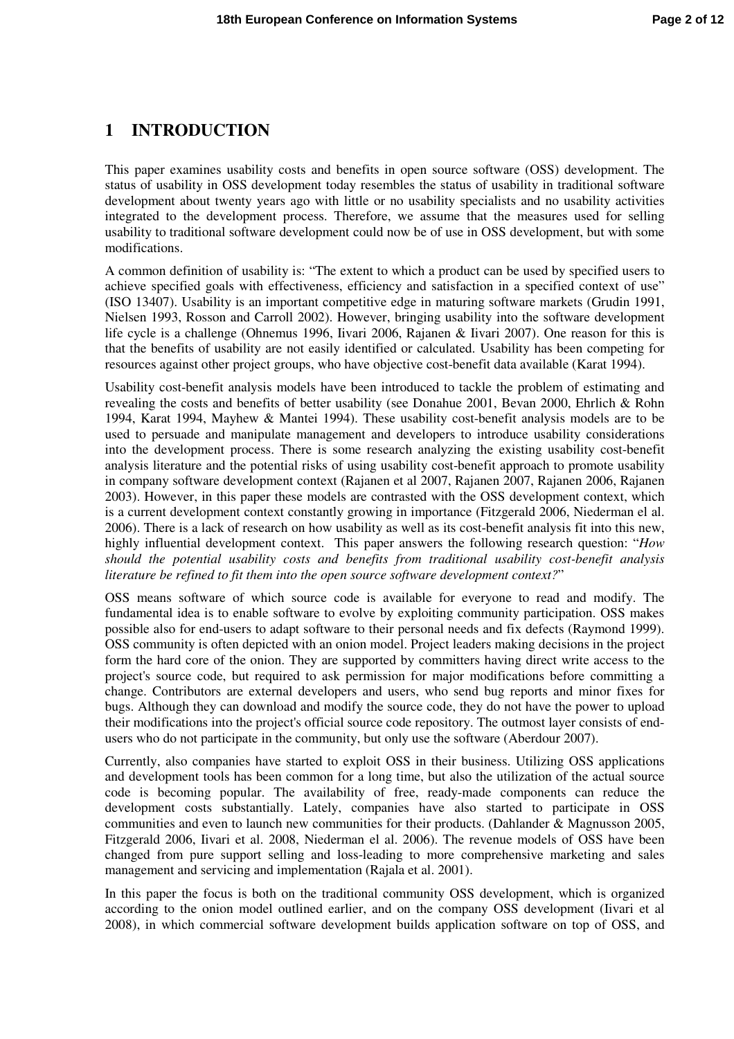# 1 INTRODUCTION

This paper examines usability costs and benefits in open source software (OSS) development. The status of usability in OSS development today resembles the status of usability in traditional software development about twenty years ago with little or no usability specialists and no usability activities integrated to the development process. Therefore, we assume that the measures used for selling usability to traditional software development could now be of use in OSS development, but with some modifications.

A common definition of usability is: "The extent to which a product can be used by specified users to achieve specified goals with effectiveness, efficiency and satisfaction in a specified context of use" (ISO 13407). Usability is an important competitive edge in maturing software markets (Grudin 1991, Nielsen 1993, Rosson and Carroll 2002). However, bringing usability into the software development life cycle is a challenge (Ohnemus 1996, Iivari 2006, Rajanen & Iivari 2007). One reason for this is that the benefits of usability are not easily identified or calculated. Usability has been competing for resources against other project groups, who have objective cost-benefit data available (Karat 1994).

Usability cost-benefit analysis models have been introduced to tackle the problem of estimating and revealing the costs and benefits of better usability (see Donahue 2001, Bevan 2000, Ehrlich & Rohn 1994, Karat 1994, Mayhew & Mantei 1994). These usability cost-benefit analysis models are to be used to persuade and manipulate management and developers to introduce usability considerations into the development process. There is some research analyzing the existing usability cost-benefit analysis literature and the potential risks of using usability cost-benefit approach to promote usability in company software development context (Rajanen et al 2007, Rajanen 2007, Rajanen 2006, Rajanen 2003). However, in this paper these models are contrasted with the OSS development context, which is a current development context constantly growing in importance (Fitzgerald 2006, Niederman el al. 2006). There is a lack of research on how usability as well as its cost-benefit analysis fit into this new, highly influential development context. This paper answers the following research question: "*How should the potential usability costs and benefits from traditional usability cost-benefit analysis literature be refined to fit them into the open source software development context?*"

OSS means software of which source code is available for everyone to read and modify. The fundamental idea is to enable software to evolve by exploiting community participation. OSS makes possible also for end-users to adapt software to their personal needs and fix defects (Raymond 1999). OSS community is often depicted with an onion model. Project leaders making decisions in the project form the hard core of the onion. They are supported by committers having direct write access to the project's source code, but required to ask permission for major modifications before committing a change. Contributors are external developers and users, who send bug reports and minor fixes for bugs. Although they can download and modify the source code, they do not have the power to upload their modifications into the project's official source code repository. The outmost layer consists of end-users who do not participate in the community, but only use the software (Aberdour 2007).

Currently, also companies have started to exploit OSS in their business. Utilizing OSS applications and development tools has been common for a long time, but also the utilization of the actual source code is becoming popular. The availability of free, ready-made components can reduce the development costs substantially. Lately, companies have also started to participate in OSS communities and even to launch new communities for their products. (Dahlander & Magnusson 2005, Fitzgerald 2006, Iivari et al. 2008, Niederman el al. 2006). The revenue models of OSS have been changed from pure support selling and loss-leading to more comprehensive marketing and sales management and servicing and implementation (Rajala et al. 2001).

In this paper the focus is both on the traditional community OSS development, which is organized according to the onion model outlined earlier, and on the company OSS development (Iivari et al 2008), in which commercial software development builds application software on top of OSS, and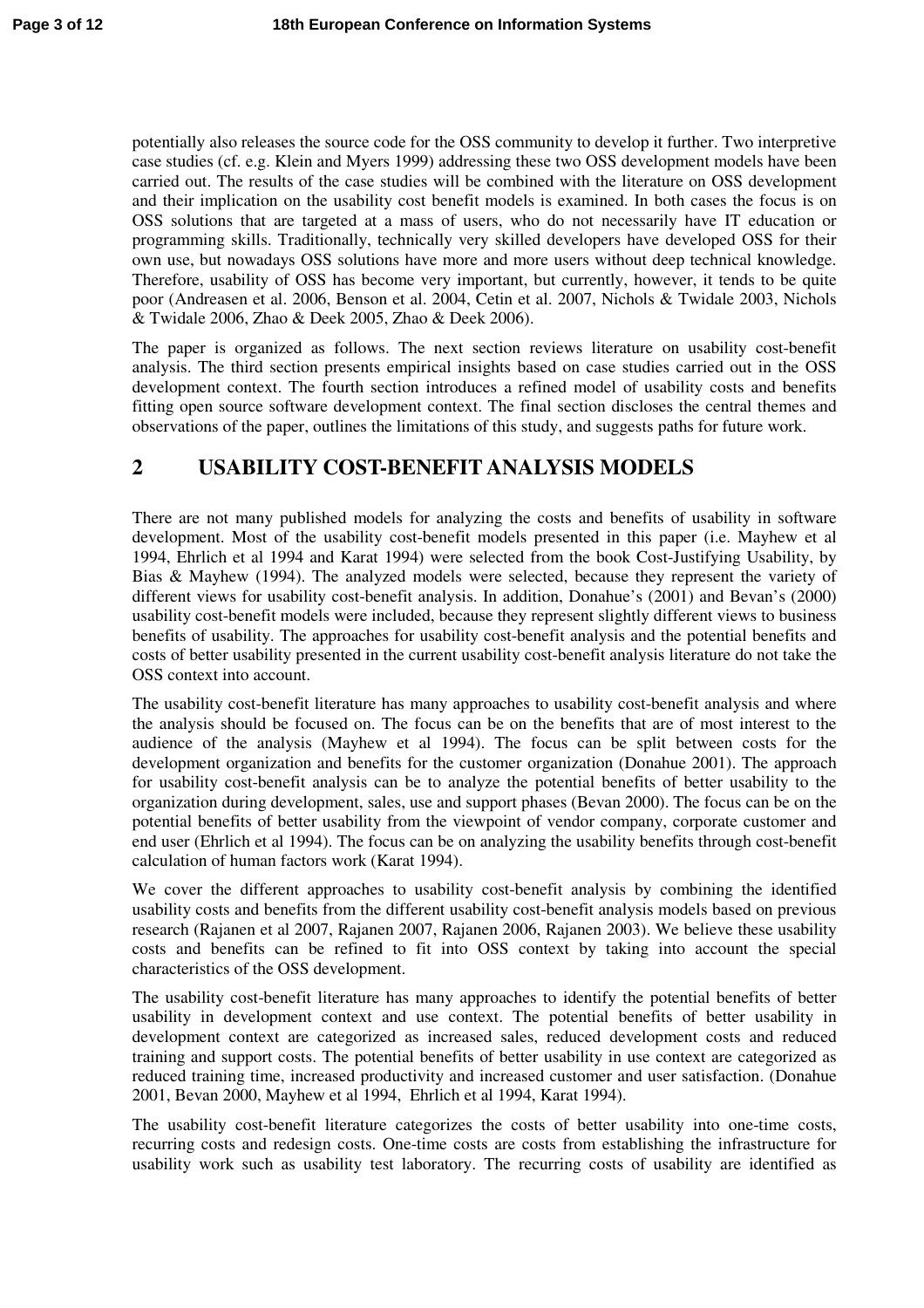potentially also releases the source code for the OSS community to develop it further. Two interpretive case studies (cf. e.g. Klein and Myers 1999) addressing these two OSS development models have been carried out. The results of the case studies will be combined with the literature on OSS development and their implication on the usability cost benefit models is examined. In both cases the focus is on OSS solutions that are targeted at a mass of users, who do not necessarily have IT education or programming skills. Traditionally, technically very skilled developers have developed OSS for their own use, but nowadays OSS solutions have more and more users without deep technical knowledge. Therefore, usability of OSS has become very important, but currently, however, it tends to be quite poor (Andreasen et al. 2006, Benson et al. 2004, Cetin et al. 2007, Nichols & Twidale 2003, Nichols & Twidale 2006, Zhao & Deek 2005, Zhao & Deek 2006).

The paper is organized as follows. The next section reviews literature on usability cost-benefit analysis. The third section presents empirical insights based on case studies carried out in the OSS development context. The fourth section introduces a refined model of usability costs and benefits fitting open source software development context. The final section discloses the central themes and observations of the paper, outlines the limitations of this study, and suggests paths for future work.

## 2 USABILITY COST-BENEFIT ANALYSIS MODELS

There are not many published models for analyzing the costs and benefits of usability in software development. Most of the usability cost-benefit models presented in this paper (i.e. Mayhew et al 1994, Ehrlich et al 1994 and Karat 1994) were selected from the book Cost-Justifying Usability, by Bias & Mayhew (1994). The analyzed models were selected, because they represent the variety of different views for usability cost-benefit analysis. In addition, Donahue's (2001) and Bevan's (2000) usability cost-benefit models were included, because they represent slightly different views to business benefits of usability. The approaches for usability cost-benefit analysis and the potential benefits and costs of better usability presented in the current usability cost-benefit analysis literature do not take the OSS context into account.

The usability cost-benefit literature has many approaches to usability cost-benefit analysis and where the analysis should be focused on. The focus can be on the benefits that are of most interest to the audience of the analysis (Mayhew et al 1994). The focus can be split between costs for the development organization and benefits for the customer organization (Donahue 2001). The approach for usability cost-benefit analysis can be to analyze the potential benefits of better usability to the organization during development, sales, use and support phases (Bevan 2000). The focus can be on the potential benefits of better usability from the viewpoint of vendor company, corporate customer and end user (Ehrlich et al 1994). The focus can be on analyzing the usability benefits through cost-benefit calculation of human factors work (Karat 1994).

We cover the different approaches to usability cost-benefit analysis by combining the identified usability costs and benefits from the different usability cost-benefit analysis models based on previous research (Rajanen et al 2007, Rajanen 2007, Rajanen 2006, Rajanen 2003). We believe these usability costs and benefits can be refined to fit into OSS context by taking into account the special characteristics of the OSS development.

The usability cost-benefit literature has many approaches to identify the potential benefits of better usability in development context and use context. The potential benefits of better usability in development context are categorized as increased sales, reduced development costs and reduced training and support costs. The potential benefits of better usability in use context are categorized as reduced training time, increased productivity and increased customer and user satisfaction. (Donahue 2001, Bevan 2000, Mayhew et al 1994, Ehrlich et al 1994, Karat 1994).

The usability cost-benefit literature categorizes the costs of better usability into one-time costs, recurring costs and redesign costs. One-time costs are costs from establishing the infrastructure for usability work such as usability test laboratory. The recurring costs of usability are identified as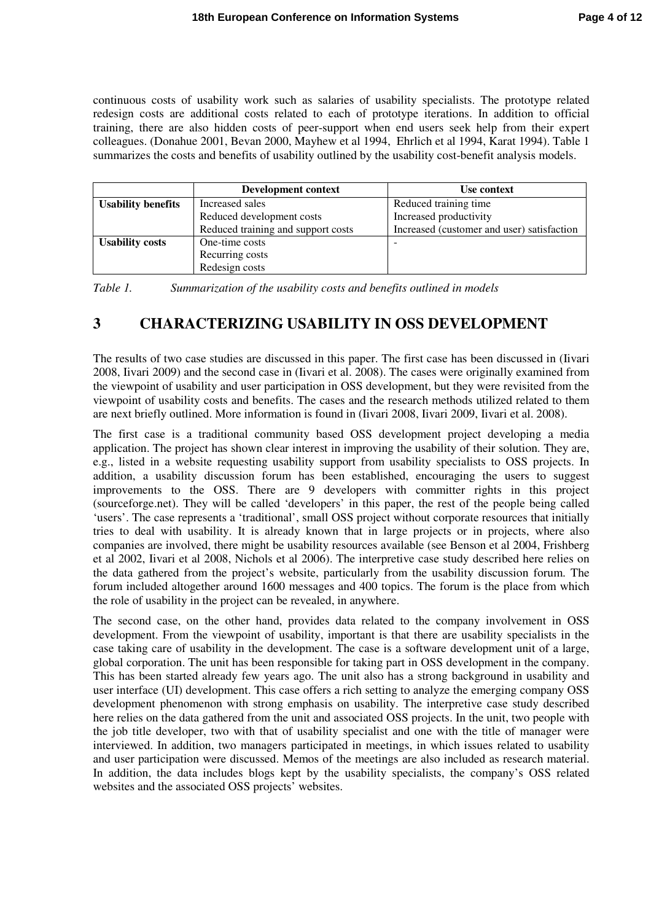continuous costs of usability work such as salaries of usability specialists. The prototype related redesign costs are additional costs related to each of prototype iterations. In addition to official training, there are also hidden costs of peer-support when end users seek help from their expert colleagues. (Donahue 2001, Bevan 2000, Mayhew et al 1994, Ehrlich et al 1994, Karat 1994). Table 1 summarizes the costs and benefits of usability outlined by the usability cost-benefit analysis models.

| | Development context | Use context |
|---|---|---|
| **Usability benefits** | Increased sales<br>Reduced development costs<br>Reduced training and support costs | Reduced training time<br>Increased productivity<br>Increased (customer and user) satisfaction |
| **Usability costs** | One-time costs<br>Recurring costs<br>Redesign costs | - |

*Table 1. Summarization of the usability costs and benefits outlined in models*

# 3 CHARACTERIZING USABILITY IN OSS DEVELOPMENT

The results of two case studies are discussed in this paper. The first case has been discussed in (Iivari 2008, Iivari 2009) and the second case in (Iivari et al. 2008). The cases were originally examined from the viewpoint of usability and user participation in OSS development, but they were revisited from the viewpoint of usability costs and benefits. The cases and the research methods utilized related to them are next briefly outlined. More information is found in (Iivari 2008, Iivari 2009, Iivari et al. 2008).

The first case is a traditional community based OSS development project developing a media application. The project has shown clear interest in improving the usability of their solution. They are, e.g., listed in a website requesting usability support from usability specialists to OSS projects. In addition, a usability discussion forum has been established, encouraging the users to suggest improvements to the OSS. There are 9 developers with committer rights in this project (sourceforge.net). They will be called 'developers' in this paper, the rest of the people being called 'users'. The case represents a 'traditional', small OSS project without corporate resources that initially tries to deal with usability. It is already known that in large projects or in projects, where also companies are involved, there might be usability resources available (see Benson et al 2004, Frishberg et al 2002, Iivari et al 2008, Nichols et al 2006). The interpretive case study described here relies on the data gathered from the project's website, particularly from the usability discussion forum. The forum included altogether around 1600 messages and 400 topics. The forum is the place from which the role of usability in the project can be revealed, in anywhere.

The second case, on the other hand, provides data related to the company involvement in OSS development. From the viewpoint of usability, important is that there are usability specialists in the case taking care of usability in the development. The case is a software development unit of a large, global corporation. The unit has been responsible for taking part in OSS development in the company. This has been started already few years ago. The unit also has a strong background in usability and user interface (UI) development. This case offers a rich setting to analyze the emerging company OSS development phenomenon with strong emphasis on usability. The interpretive case study described here relies on the data gathered from the unit and associated OSS projects. In the unit, two people with the job title developer, two with that of usability specialist and one with the title of manager were interviewed. In addition, two managers participated in meetings, in which issues related to usability and user participation were discussed. Memos of the meetings are also included as research material. In addition, the data includes blogs kept by the usability specialists, the company's OSS related websites and the associated OSS projects' websites.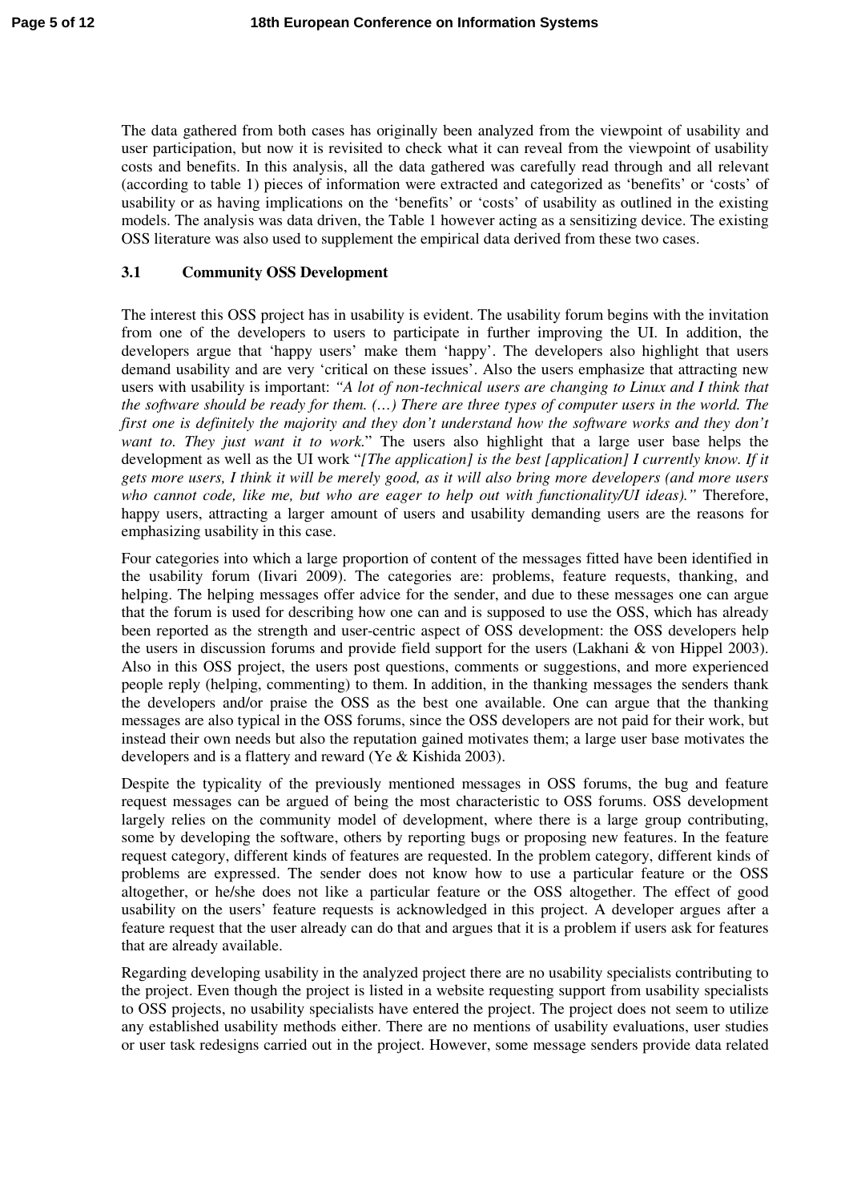The data gathered from both cases has originally been analyzed from the viewpoint of usability and user participation, but now it is revisited to check what it can reveal from the viewpoint of usability costs and benefits. In this analysis, all the data gathered was carefully read through and all relevant (according to table 1) pieces of information were extracted and categorized as 'benefits' or 'costs' of usability or as having implications on the 'benefits' or 'costs' of usability as outlined in the existing models. The analysis was data driven, the Table 1 however acting as a sensitizing device. The existing OSS literature was also used to supplement the empirical data derived from these two cases.

### 3.1 Community OSS Development

The interest this OSS project has in usability is evident. The usability forum begins with the invitation from one of the developers to users to participate in further improving the UI. In addition, the developers argue that 'happy users' make them 'happy'. The developers also highlight that users demand usability and are very 'critical on these issues'. Also the users emphasize that attracting new users with usability is important: *"A lot of non-technical users are changing to Linux and I think that the software should be ready for them. (…) There are three types of computer users in the world. The first one is definitely the majority and they don't understand how the software works and they don't want to. They just want it to work.*" The users also highlight that a large user base helps the development as well as the UI work "*[The application] is the best [application] I currently know. If it gets more users, I think it will be merely good, as it will also bring more developers (and more users who cannot code, like me, but who are eager to help out with functionality/UI ideas)."* Therefore, happy users, attracting a larger amount of users and usability demanding users are the reasons for emphasizing usability in this case.

Four categories into which a large proportion of content of the messages fitted have been identified in the usability forum (Iivari 2009). The categories are: problems, feature requests, thanking, and helping. The helping messages offer advice for the sender, and due to these messages one can argue that the forum is used for describing how one can and is supposed to use the OSS, which has already been reported as the strength and user-centric aspect of OSS development: the OSS developers help the users in discussion forums and provide field support for the users (Lakhani & von Hippel 2003). Also in this OSS project, the users post questions, comments or suggestions, and more experienced people reply (helping, commenting) to them. In addition, in the thanking messages the senders thank the developers and/or praise the OSS as the best one available. One can argue that the thanking messages are also typical in the OSS forums, since the OSS developers are not paid for their work, but instead their own needs but also the reputation gained motivates them; a large user base motivates the developers and is a flattery and reward (Ye & Kishida 2003).

Despite the typicality of the previously mentioned messages in OSS forums, the bug and feature request messages can be argued of being the most characteristic to OSS forums. OSS development largely relies on the community model of development, where there is a large group contributing, some by developing the software, others by reporting bugs or proposing new features. In the feature request category, different kinds of features are requested. In the problem category, different kinds of problems are expressed. The sender does not know how to use a particular feature or the OSS altogether, or he/she does not like a particular feature or the OSS altogether. The effect of good usability on the users' feature requests is acknowledged in this project. A developer argues after a feature request that the user already can do that and argues that it is a problem if users ask for features that are already available.

Regarding developing usability in the analyzed project there are no usability specialists contributing to the project. Even though the project is listed in a website requesting support from usability specialists to OSS projects, no usability specialists have entered the project. The project does not seem to utilize any established usability methods either. There are no mentions of usability evaluations, user studies or user task redesigns carried out in the project. However, some message senders provide data related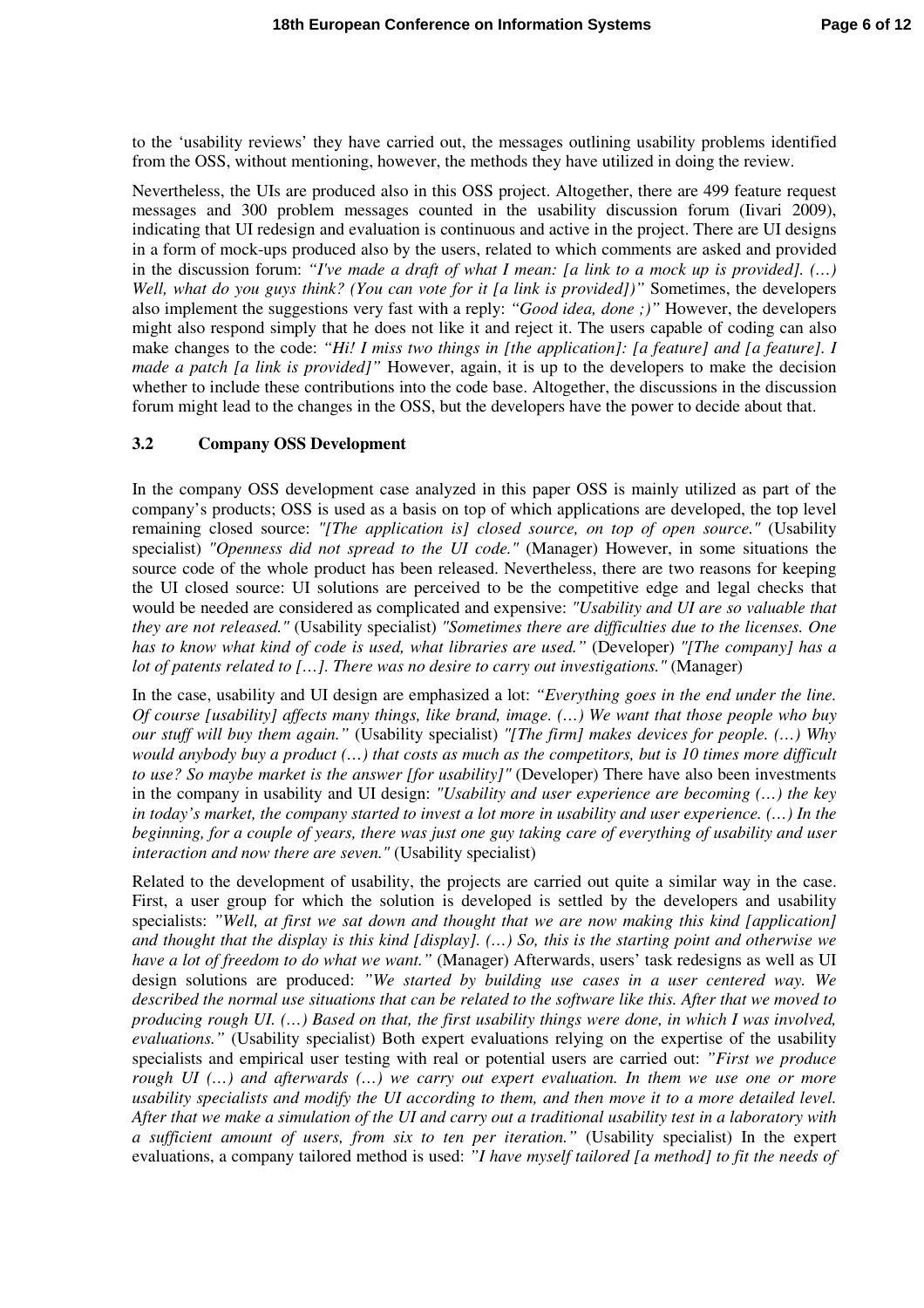to the 'usability reviews' they have carried out, the messages outlining usability problems identified from the OSS, without mentioning, however, the methods they have utilized in doing the review.

Nevertheless, the UIs are produced also in this OSS project. Altogether, there are 499 feature request messages and 300 problem messages counted in the usability discussion forum (Iivari 2009), indicating that UI redesign and evaluation is continuous and active in the project. There are UI designs in a form of mock-ups produced also by the users, related to which comments are asked and provided in the discussion forum: *"I've made a draft of what I mean: [a link to a mock up is provided]. (…) Well, what do you guys think? (You can vote for it [a link is provided])"* Sometimes, the developers also implement the suggestions very fast with a reply: *"Good idea, done ;)"* However, the developers might also respond simply that he does not like it and reject it. The users capable of coding can also make changes to the code: *"Hi! I miss two things in [the application]: [a feature] and [a feature]. I made a patch [a link is provided]"* However, again, it is up to the developers to make the decision whether to include these contributions into the code base. Altogether, the discussions in the discussion forum might lead to the changes in the OSS, but the developers have the power to decide about that.

### 3.2 Company OSS Development

In the company OSS development case analyzed in this paper OSS is mainly utilized as part of the company's products; OSS is used as a basis on top of which applications are developed, the top level remaining closed source: *"[The application is] closed source, on top of open source."* (Usability specialist) *"Openness did not spread to the UI code."* (Manager) However, in some situations the source code of the whole product has been released. Nevertheless, there are two reasons for keeping the UI closed source: UI solutions are perceived to be the competitive edge and legal checks that would be needed are considered as complicated and expensive: *"Usability and UI are so valuable that they are not released."* (Usability specialist) *"Sometimes there are difficulties due to the licenses. One has to know what kind of code is used, what libraries are used."* (Developer) *"[The company] has a lot of patents related to […]. There was no desire to carry out investigations."* (Manager)

In the case, usability and UI design are emphasized a lot: *"Everything goes in the end under the line. Of course [usability] affects many things, like brand, image. (…) We want that those people who buy our stuff will buy them again."* (Usability specialist) *"[The firm] makes devices for people. (…) Why would anybody buy a product (…) that costs as much as the competitors, but is 10 times more difficult to use? So maybe market is the answer [for usability]"* (Developer) There have also been investments in the company in usability and UI design: *"Usability and user experience are becoming (…) the key in today's market, the company started to invest a lot more in usability and user experience. (…) In the beginning, for a couple of years, there was just one guy taking care of everything of usability and user interaction and now there are seven."* (Usability specialist)

Related to the development of usability, the projects are carried out quite a similar way in the case. First, a user group for which the solution is developed is settled by the developers and usability specialists: *"Well, at first we sat down and thought that we are now making this kind [application] and thought that the display is this kind [display]. (…) So, this is the starting point and otherwise we have a lot of freedom to do what we want."* (Manager) Afterwards, users' task redesigns as well as UI design solutions are produced: *"We started by building use cases in a user centered way. We described the normal use situations that can be related to the software like this. After that we moved to producing rough UI. (…) Based on that, the first usability things were done, in which I was involved, evaluations."* (Usability specialist) Both expert evaluations relying on the expertise of the usability specialists and empirical user testing with real or potential users are carried out: *"First we produce rough UI (…) and afterwards (…) we carry out expert evaluation. In them we use one or more usability specialists and modify the UI according to them, and then move it to a more detailed level. After that we make a simulation of the UI and carry out a traditional usability test in a laboratory with a sufficient amount of users, from six to ten per iteration."* (Usability specialist) In the expert evaluations, a company tailored method is used: *"I have myself tailored [a method] to fit the needs of*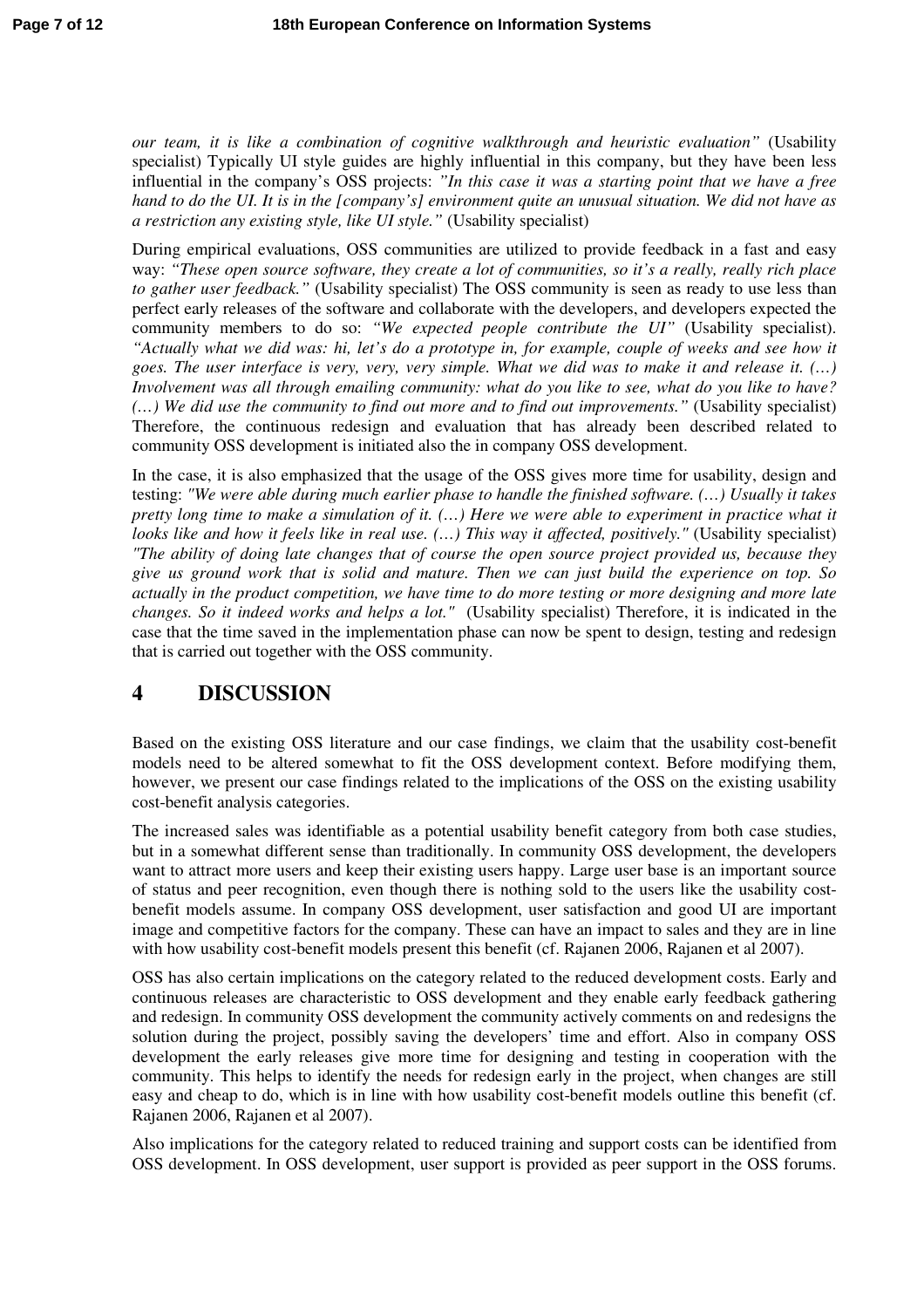*our team, it is like a combination of cognitive walkthrough and heuristic evaluation"* (Usability specialist) Typically UI style guides are highly influential in this company, but they have been less influential in the company's OSS projects: *"In this case it was a starting point that we have a free hand to do the UI. It is in the [company's] environment quite an unusual situation. We did not have as a restriction any existing style, like UI style."* (Usability specialist)

During empirical evaluations, OSS communities are utilized to provide feedback in a fast and easy way: *"These open source software, they create a lot of communities, so it's a really, really rich place to gather user feedback."* (Usability specialist) The OSS community is seen as ready to use less than perfect early releases of the software and collaborate with the developers, and developers expected the community members to do so: *"We expected people contribute the UI"* (Usability specialist). *"Actually what we did was: hi, let's do a prototype in, for example, couple of weeks and see how it goes. The user interface is very, very, very simple. What we did was to make it and release it. (…) Involvement was all through emailing community: what do you like to see, what do you like to have? (…) We did use the community to find out more and to find out improvements."* (Usability specialist) Therefore, the continuous redesign and evaluation that has already been described related to community OSS development is initiated also the in company OSS development.

In the case, it is also emphasized that the usage of the OSS gives more time for usability, design and testing: *"We were able during much earlier phase to handle the finished software. (…) Usually it takes pretty long time to make a simulation of it. (…) Here we were able to experiment in practice what it looks like and how it feels like in real use. (…) This way it affected, positively."* (Usability specialist) *"The ability of doing late changes that of course the open source project provided us, because they give us ground work that is solid and mature. Then we can just build the experience on top. So actually in the product competition, we have time to do more testing or more designing and more late changes. So it indeed works and helps a lot."* (Usability specialist) Therefore, it is indicated in the case that the time saved in the implementation phase can now be spent to design, testing and redesign that is carried out together with the OSS community.

# 4 DISCUSSION

Based on the existing OSS literature and our case findings, we claim that the usability cost-benefit models need to be altered somewhat to fit the OSS development context. Before modifying them, however, we present our case findings related to the implications of the OSS on the existing usability cost-benefit analysis categories.

The increased sales was identifiable as a potential usability benefit category from both case studies, but in a somewhat different sense than traditionally. In community OSS development, the developers want to attract more users and keep their existing users happy. Large user base is an important source of status and peer recognition, even though there is nothing sold to the users like the usability cost-benefit models assume. In company OSS development, user satisfaction and good UI are important image and competitive factors for the company. These can have an impact to sales and they are in line with how usability cost-benefit models present this benefit (cf. Rajanen 2006, Rajanen et al 2007).

OSS has also certain implications on the category related to the reduced development costs. Early and continuous releases are characteristic to OSS development and they enable early feedback gathering and redesign. In community OSS development the community actively comments on and redesigns the solution during the project, possibly saving the developers' time and effort. Also in company OSS development the early releases give more time for designing and testing in cooperation with the community. This helps to identify the needs for redesign early in the project, when changes are still easy and cheap to do, which is in line with how usability cost-benefit models outline this benefit (cf. Rajanen 2006, Rajanen et al 2007).

Also implications for the category related to reduced training and support costs can be identified from OSS development. In OSS development, user support is provided as peer support in the OSS forums.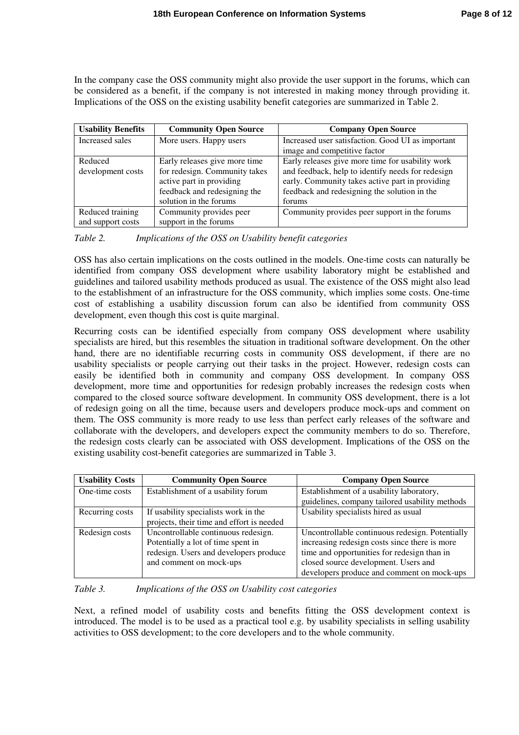In the company case the OSS community might also provide the user support in the forums, which can be considered as a benefit, if the company is not interested in making money through providing it. Implications of the OSS on the existing usability benefit categories are summarized in Table 2.

| Usability Benefits | Community Open Source | Company Open Source |
|---|---|---|
| Increased sales | More users. Happy users | Increased user satisfaction. Good UI as important image and competitive factor |
| Reduced development costs | Early releases give more time for redesign. Community takes active part in providing feedback and redesigning the solution in the forums | Early releases give more time for usability work and feedback, help to identify needs for redesign early. Community takes active part in providing feedback and redesigning the solution in the forums |
| Reduced training and support costs | Community provides peer support in the forums | Community provides peer support in the forums |

*Table 2. Implications of the OSS on Usability benefit categories*

OSS has also certain implications on the costs outlined in the models. One-time costs can naturally be identified from company OSS development where usability laboratory might be established and guidelines and tailored usability methods produced as usual. The existence of the OSS might also lead to the establishment of an infrastructure for the OSS community, which implies some costs. One-time cost of establishing a usability discussion forum can also be identified from community OSS development, even though this cost is quite marginal.

Recurring costs can be identified especially from company OSS development where usability specialists are hired, but this resembles the situation in traditional software development. On the other hand, there are no identifiable recurring costs in community OSS development, if there are no usability specialists or people carrying out their tasks in the project. However, redesign costs can easily be identified both in community and company OSS development. In company OSS development, more time and opportunities for redesign probably increases the redesign costs when compared to the closed source software development. In community OSS development, there is a lot of redesign going on all the time, because users and developers produce mock-ups and comment on them. The OSS community is more ready to use less than perfect early releases of the software and collaborate with the developers, and developers expect the community members to do so. Therefore, the redesign costs clearly can be associated with OSS development. Implications of the OSS on the existing usability cost-benefit categories are summarized in Table 3.

| Usability Costs | Community Open Source | Company Open Source |
|---|---|---|
| One-time costs | Establishment of a usability forum | Establishment of a usability laboratory, guidelines, company tailored usability methods |
| Recurring costs | If usability specialists work in the projects, their time and effort is needed | Usability specialists hired as usual |
| Redesign costs | Uncontrollable continuous redesign. Potentially a lot of time spent in redesign. Users and developers produce and comment on mock-ups | Uncontrollable continuous redesign. Potentially increasing redesign costs since there is more time and opportunities for redesign than in closed source development. Users and developers produce and comment on mock-ups |

*Table 3. Implications of the OSS on Usability cost categories*

Next, a refined model of usability costs and benefits fitting the OSS development context is introduced. The model is to be used as a practical tool e.g. by usability specialists in selling usability activities to OSS development; to the core developers and to the whole community.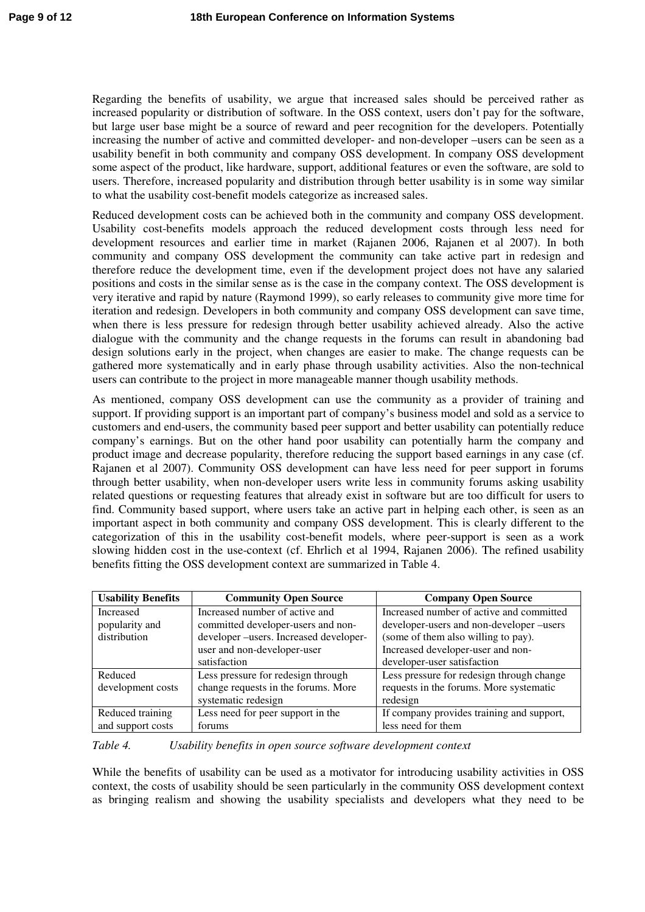Regarding the benefits of usability, we argue that increased sales should be perceived rather as increased popularity or distribution of software. In the OSS context, users don't pay for the software, but large user base might be a source of reward and peer recognition for the developers. Potentially increasing the number of active and committed developer- and non-developer –users can be seen as a usability benefit in both community and company OSS development. In company OSS development some aspect of the product, like hardware, support, additional features or even the software, are sold to users. Therefore, increased popularity and distribution through better usability is in some way similar to what the usability cost-benefit models categorize as increased sales.

Reduced development costs can be achieved both in the community and company OSS development. Usability cost-benefits models approach the reduced development costs through less need for development resources and earlier time in market (Rajanen 2006, Rajanen et al 2007). In both community and company OSS development the community can take active part in redesign and therefore reduce the development time, even if the development project does not have any salaried positions and costs in the similar sense as is the case in the company context. The OSS development is very iterative and rapid by nature (Raymond 1999), so early releases to community give more time for iteration and redesign. Developers in both community and company OSS development can save time, when there is less pressure for redesign through better usability achieved already. Also the active dialogue with the community and the change requests in the forums can result in abandoning bad design solutions early in the project, when changes are easier to make. The change requests can be gathered more systematically and in early phase through usability activities. Also the non-technical users can contribute to the project in more manageable manner though usability methods.

As mentioned, company OSS development can use the community as a provider of training and support. If providing support is an important part of company's business model and sold as a service to customers and end-users, the community based peer support and better usability can potentially reduce company's earnings. But on the other hand poor usability can potentially harm the company and product image and decrease popularity, therefore reducing the support based earnings in any case (cf. Rajanen et al 2007). Community OSS development can have less need for peer support in forums through better usability, when non-developer users write less in community forums asking usability related questions or requesting features that already exist in software but are too difficult for users to find. Community based support, where users take an active part in helping each other, is seen as an important aspect in both community and company OSS development. This is clearly different to the categorization of this in the usability cost-benefit models, where peer-support is seen as a work slowing hidden cost in the use-context (cf. Ehrlich et al 1994, Rajanen 2006). The refined usability benefits fitting the OSS development context are summarized in Table 4.

| Usability Benefits | Community Open Source | Company Open Source |
|---|---|---|
| Increased popularity and distribution | Increased number of active and committed developer-users and non-developer –users. Increased developer-user and non-developer-user satisfaction | Increased number of active and committed developer-users and non-developer –users (some of them also willing to pay). Increased developer-user and non-developer-user satisfaction |
| Reduced development costs | Less pressure for redesign through change requests in the forums. More systematic redesign | Less pressure for redesign through change requests in the forums. More systematic redesign |
| Reduced training and support costs | Less need for peer support in the forums | If company provides training and support, less need for them |

*Table 4. Usability benefits in open source software development context*

While the benefits of usability can be used as a motivator for introducing usability activities in OSS context, the costs of usability should be seen particularly in the community OSS development context as bringing realism and showing the usability specialists and developers what they need to be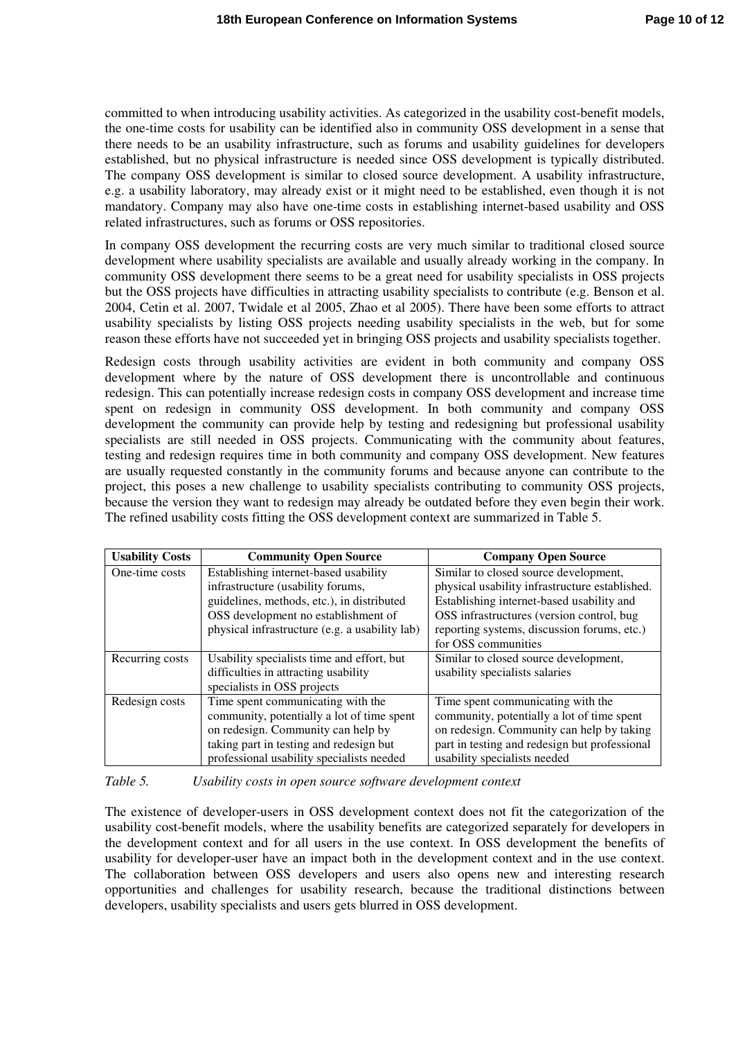committed to when introducing usability activities. As categorized in the usability cost-benefit models, the one-time costs for usability can be identified also in community OSS development in a sense that there needs to be an usability infrastructure, such as forums and usability guidelines for developers established, but no physical infrastructure is needed since OSS development is typically distributed. The company OSS development is similar to closed source development. A usability infrastructure, e.g. a usability laboratory, may already exist or it might need to be established, even though it is not mandatory. Company may also have one-time costs in establishing internet-based usability and OSS related infrastructures, such as forums or OSS repositories.

In company OSS development the recurring costs are very much similar to traditional closed source development where usability specialists are available and usually already working in the company. In community OSS development there seems to be a great need for usability specialists in OSS projects but the OSS projects have difficulties in attracting usability specialists to contribute (e.g. Benson et al. 2004, Cetin et al. 2007, Twidale et al 2005, Zhao et al 2005). There have been some efforts to attract usability specialists by listing OSS projects needing usability specialists in the web, but for some reason these efforts have not succeeded yet in bringing OSS projects and usability specialists together.

Redesign costs through usability activities are evident in both community and company OSS development where by the nature of OSS development there is uncontrollable and continuous redesign. This can potentially increase redesign costs in company OSS development and increase time spent on redesign in community OSS development. In both community and company OSS development the community can provide help by testing and redesigning but professional usability specialists are still needed in OSS projects. Communicating with the community about features, testing and redesign requires time in both community forums and company OSS development. New features are usually requested constantly in the community forums and because anyone can contribute to the project, this poses a new challenge to usability specialists contributing to community OSS projects, because the version they want to redesign may already be outdated before they even begin their work. The refined usability costs fitting the OSS development context are summarized in Table 5.

| Usability Costs | Community Open Source | Company Open Source |
|---|---|---|
| One-time costs | Establishing internet-based usability infrastructure (usability forums, guidelines, methods, etc.), in distributed OSS development no establishment of physical infrastructure (e.g. a usability lab) | Similar to closed source development, physical usability infrastructure established. Establishing internet-based usability and OSS infrastructures (version control, bug reporting systems, discussion forums, etc.) for OSS communities |
| Recurring costs | Usability specialists time and effort, but difficulties in attracting usability specialists in OSS projects | Similar to closed source development, usability specialists salaries |
| Redesign costs | Time spent communicating with the community, potentially a lot of time spent on redesign. Community can help by taking part in testing and redesign but professional usability specialists needed | Time spent communicating with the community, potentially a lot of time spent on redesign. Community can help by taking part in testing and redesign but professional usability specialists needed |

*Table 5. Usability costs in open source software development context*

The existence of developer-users in OSS development context does not fit the categorization of the usability cost-benefit models, where the usability benefits are categorized separately for developers in the development context and for all users in the use context. In OSS development the benefits of usability for developer-user have an impact both in the development context and in the use context. The collaboration between OSS developers and users also opens new and interesting research opportunities and challenges for usability research, because the traditional distinctions between developers, usability specialists and users gets blurred in OSS development.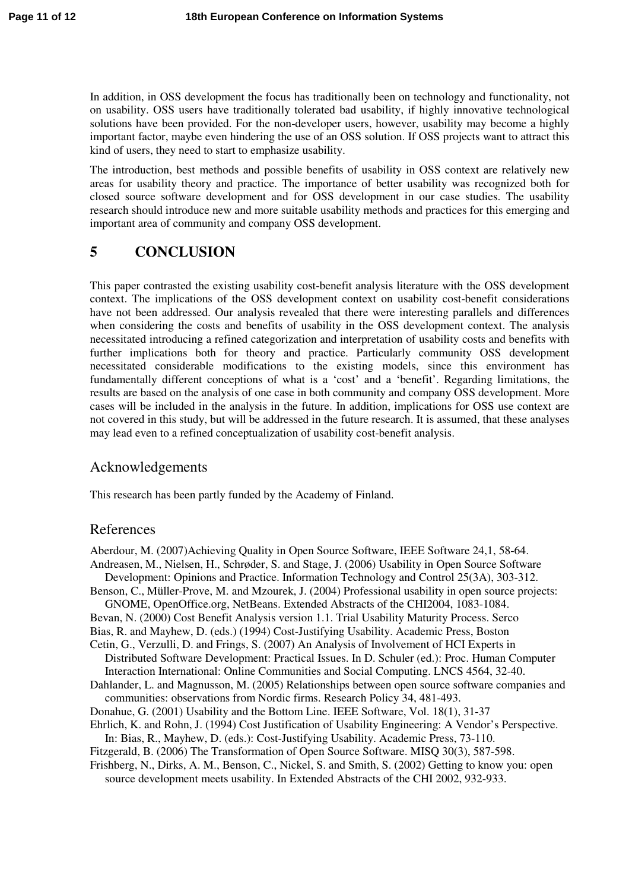In addition, in OSS development the focus has traditionally been on technology and functionality, not on usability. OSS users have traditionally tolerated bad usability, if highly innovative technological solutions have been provided. For the non-developer users, however, usability may become a highly important factor, maybe even hindering the use of an OSS solution. If OSS projects want to attract this kind of users, they need to start to emphasize usability.

The introduction, best methods and possible benefits of usability in OSS context are relatively new areas for usability theory and practice. The importance of better usability was recognized both for closed source software development and for OSS development in our case studies. The usability research should introduce new and more suitable usability methods and practices for this emerging and important area of community and company OSS development.

# 5 CONCLUSION

This paper contrasted the existing usability cost-benefit analysis literature with the OSS development context. The implications of the OSS development context on usability cost-benefit considerations have not been addressed. Our analysis revealed that there were interesting parallels and differences when considering the costs and benefits of usability in the OSS development context. The analysis necessitated introducing a refined categorization and interpretation of usability costs and benefits with further implications both for theory and practice. Particularly community OSS development necessitated considerable modifications to the existing models, since this environment has fundamentally different conceptions of what is a 'cost' and a 'benefit'. Regarding limitations, the results are based on the analysis of one case in both community and company OSS development. More cases will be included in the analysis in the future. In addition, implications for OSS use context are not covered in this study, but will be addressed in the future research. It is assumed, that these analyses may lead even to a refined conceptualization of usability cost-benefit analysis.

## Acknowledgements

This research has been partly funded by the Academy of Finland.

## References

Aberdour, M. (2007)Achieving Quality in Open Source Software, IEEE Software 24,1, 58-64.

Andreasen, M., Nielsen, H., Schrøder, S. and Stage, J. (2006) Usability in Open Source Software Development: Opinions and Practice. Information Technology and Control 25(3A), 303-312.

Benson, C., Müller-Prove, M. and Mzourek, J. (2004) Professional usability in open source projects: GNOME, OpenOffice.org, NetBeans. Extended Abstracts of the CHI2004, 1083-1084.

Bevan, N. (2000) Cost Benefit Analysis version 1.1. Trial Usability Maturity Process. Serco

Bias, R. and Mayhew, D. (eds.) (1994) Cost-Justifying Usability. Academic Press, Boston

Cetin, G., Verzulli, D. and Frings, S. (2007) An Analysis of Involvement of HCI Experts in Distributed Software Development: Practical Issues. In D. Schuler (ed.): Proc. Human Computer Interaction International: Online Communities and Social Computing. LNCS 4564, 32-40.

Dahlander, L. and Magnusson, M. (2005) Relationships between open source software companies and communities: observations from Nordic firms. Research Policy 34, 481-493.

Donahue, G. (2001) Usability and the Bottom Line. IEEE Software, Vol. 18(1), 31-37

Ehrlich, K. and Rohn, J. (1994) Cost Justification of Usability Engineering: A Vendor's Perspective. In: Bias, R., Mayhew, D. (eds.): Cost-Justifying Usability. Academic Press, 73-110.

Fitzgerald, B. (2006) The Transformation of Open Source Software. MISQ 30(3), 587-598.

Frishberg, N., Dirks, A. M., Benson, C., Nickel, S. and Smith, S. (2002) Getting to know you: open source development meets usability. In Extended Abstracts of the CHI 2002, 932-933.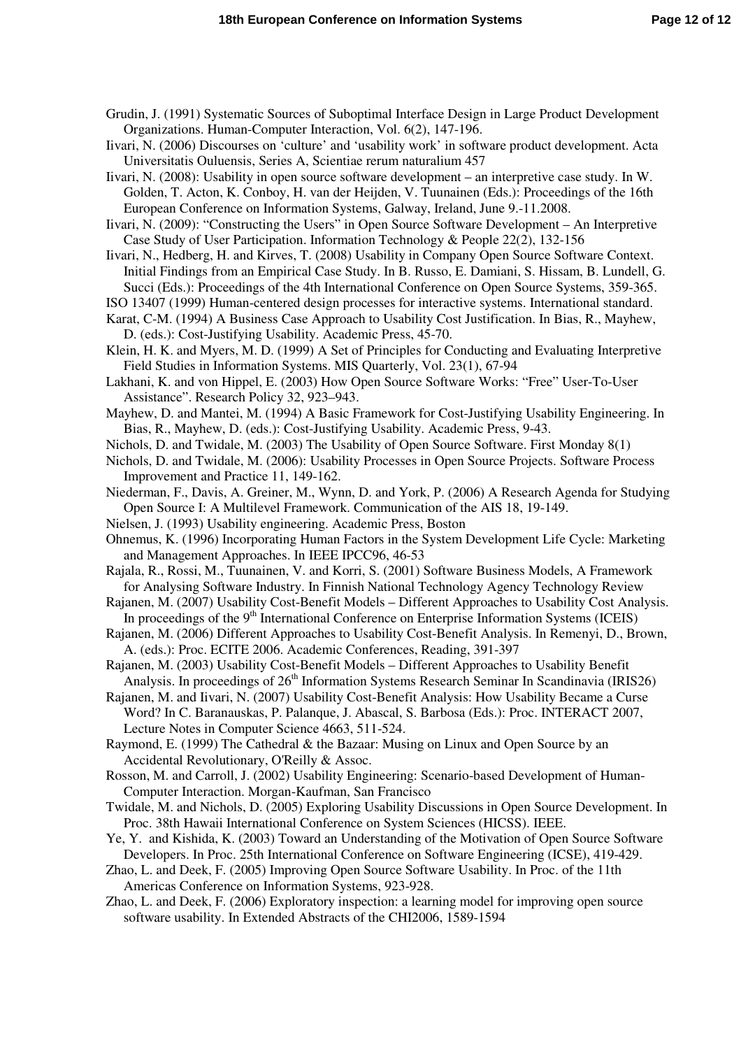Grudin, J. (1991) Systematic Sources of Suboptimal Interface Design in Large Product Development Organizations. Human-Computer Interaction, Vol. 6(2), 147-196.

Iivari, N. (2006) Discourses on 'culture' and 'usability work' in software product development. Acta Universitatis Ouluensis, Series A, Scientiae rerum naturalium 457

Iivari, N. (2008): Usability in open source software development – an interpretive case study. In W. Golden, T. Acton, K. Conboy, H. van der Heijden, V. Tuunainen (Eds.): Proceedings of the 16th European Conference on Information Systems, Galway, Ireland, June 9.-11.2008.

Iivari, N. (2009): "Constructing the Users" in Open Source Software Development – An Interpretive Case Study of User Participation. Information Technology & People 22(2), 132-156

Iivari, N., Hedberg, H. and Kirves, T. (2008) Usability in Company Open Source Software Context. Initial Findings from an Empirical Case Study. In B. Russo, E. Damiani, S. Hissam, B. Lundell, G. Succi (Eds.): Proceedings of the 4th International Conference on Open Source Systems, 359-365.

ISO 13407 (1999) Human-centered design processes for interactive systems. International standard.

Karat, C-M. (1994) A Business Case Approach to Usability Cost Justification. In Bias, R., Mayhew, D. (eds.): Cost-Justifying Usability. Academic Press, 45-70.

Klein, H. K. and Myers, M. D. (1999) A Set of Principles for Conducting and Evaluating Interpretive Field Studies in Information Systems. MIS Quarterly, Vol. 23(1), 67-94

Lakhani, K. and von Hippel, E. (2003) How Open Source Software Works: "Free" User-To-User Assistance". Research Policy 32, 923–943.

Mayhew, D. and Mantei, M. (1994) A Basic Framework for Cost-Justifying Usability Engineering. In Bias, R., Mayhew, D. (eds.): Cost-Justifying Usability. Academic Press, 9-43.

Nichols, D. and Twidale, M. (2003) The Usability of Open Source Software. First Monday 8(1)

Nichols, D. and Twidale, M. (2006): Usability Processes in Open Source Projects. Software Process Improvement and Practice 11, 149-162.

Niederman, F., Davis, A. Greiner, M., Wynn, D. and York, P. (2006) A Research Agenda for Studying Open Source I: A Multilevel Framework. Communication of the AIS 18, 19-149.

Nielsen, J. (1993) Usability engineering. Academic Press, Boston

Ohnemus, K. (1996) Incorporating Human Factors in the System Development Life Cycle: Marketing and Management Approaches. In IEEE IPCC96, 46-53

Rajala, R., Rossi, M., Tuunainen, V. and Korri, S. (2001) Software Business Models, A Framework for Analysing Software Industry. In Finnish National Technology Agency Technology Review

Rajanen, M. (2007) Usability Cost-Benefit Models – Different Approaches to Usability Cost Analysis. In proceedings of the 9th International Conference on Enterprise Information Systems (ICEIS)

Rajanen, M. (2006) Different Approaches to Usability Cost-Benefit Analysis. In Remenyi, D., Brown, A. (eds.): Proc. ECITE 2006. Academic Conferences, Reading, 391-397

Rajanen, M. (2003) Usability Cost-Benefit Models – Different Approaches to Usability Benefit Analysis. In proceedings of 26th Information Systems Research Seminar In Scandinavia (IRIS26)

Rajanen, M. and Iivari, N. (2007) Usability Cost-Benefit Analysis: How Usability Became a Curse Word? In C. Baranauskas, P. Palanque, J. Abascal, S. Barbosa (Eds.): Proc. INTERACT 2007, Lecture Notes in Computer Science 4663, 511-524.

Raymond, E. (1999) The Cathedral & the Bazaar: Musing on Linux and Open Source by an Accidental Revolutionary, O'Reilly & Assoc.

Rosson, M. and Carroll, J. (2002) Usability Engineering: Scenario-based Development of Human-Computer Interaction. Morgan-Kaufman, San Francisco

Twidale, M. and Nichols, D. (2005) Exploring Usability Discussions in Open Source Development. In Proc. 38th Hawaii International Conference on System Sciences (HICSS). IEEE.

Ye, Y. and Kishida, K. (2003) Toward an Understanding of the Motivation of Open Source Software Developers. In Proc. 25th International Conference on Software Engineering (ICSE), 419-429.

Zhao, L. and Deek, F. (2005) Improving Open Source Software Usability. In Proc. of the 11th Americas Conference on Information Systems, 923-928.

Zhao, L. and Deek, F. (2006) Exploratory inspection: a learning model for improving open source software usability. In Extended Abstracts of the CHI2006, 1589-1594